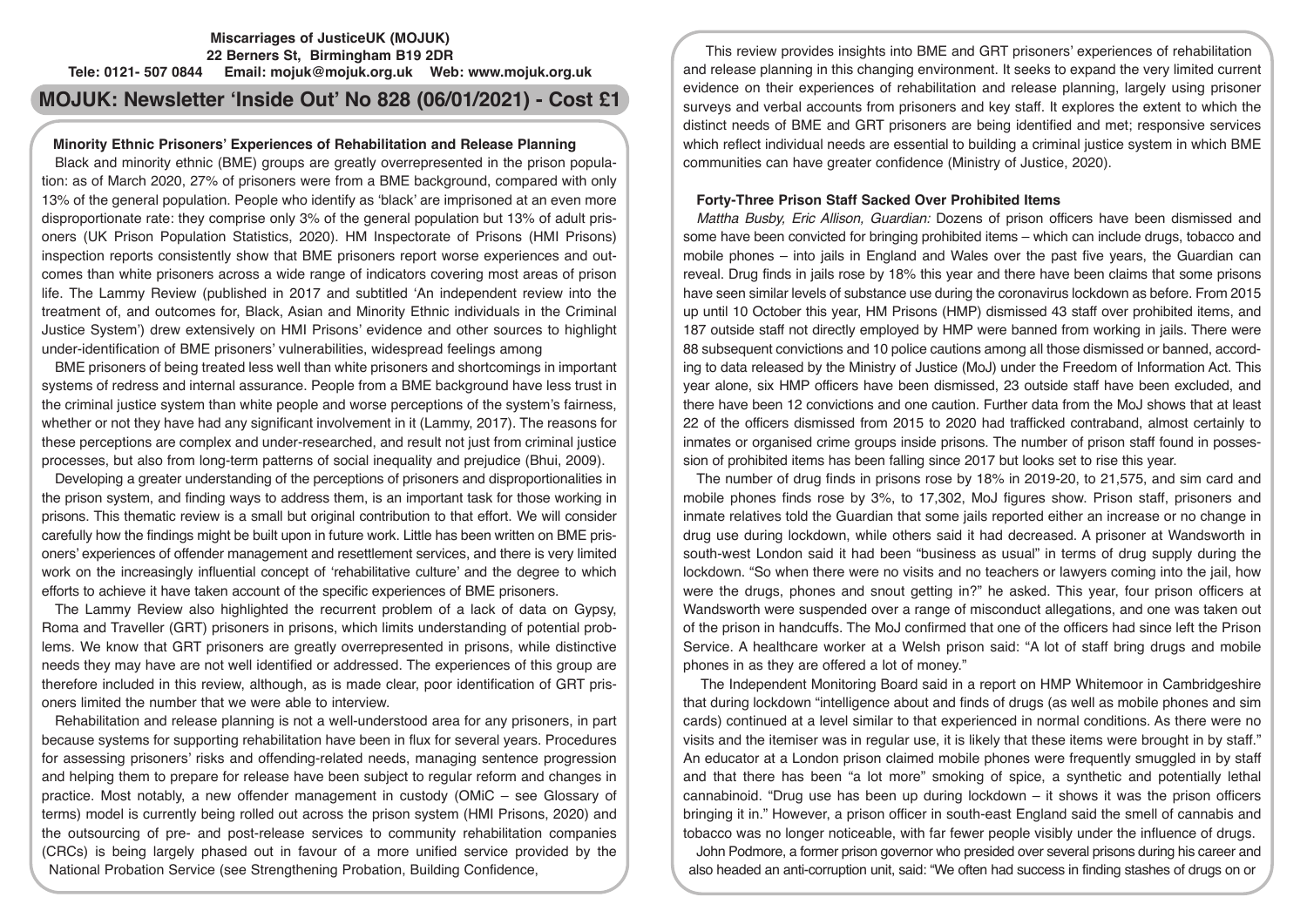**Miscarriages of JusticeUK (MOJUK)**
**22 Berners St, Birmingham B19 2DR**
**Tele: 0121- 507 0844 Email: mojuk@mojuk.org.uk Web: www.mojuk.org.uk**

# MOJUK: Newsletter 'Inside Out' No 828 (06/01/2021) - Cost £1

## Minority Ethnic Prisoners' Experiences of Rehabilitation and Release Planning

Black and minority ethnic (BME) groups are greatly overrepresented in the prison population: as of March 2020, 27% of prisoners were from a BME background, compared with only 13% of the general population. People who identify as 'black' are imprisoned at an even more disproportionate rate: they comprise only 3% of the general population but 13% of adult prisoners (UK Prison Population Statistics, 2020). HM Inspectorate of Prisons (HMI Prisons) inspection reports consistently show that BME prisoners report worse experiences and outcomes than white prisoners across a wide range of indicators covering most areas of prison life. The Lammy Review (published in 2017 and subtitled 'An independent review into the treatment of, and outcomes for, Black, Asian and Minority Ethnic individuals in the Criminal Justice System') drew extensively on HMI Prisons' evidence and other sources to highlight under-identification of BME prisoners' vulnerabilities, widespread feelings among

BME prisoners of being treated less well than white prisoners and shortcomings in important systems of redress and internal assurance. People from a BME background have less trust in the criminal justice system than white people and worse perceptions of the system's fairness, whether or not they have had any significant involvement in it (Lammy, 2017). The reasons for these perceptions are complex and under-researched, and result not just from criminal justice processes, but also from long-term patterns of social inequality and prejudice (Bhui, 2009).

Developing a greater understanding of the perceptions of prisoners and disproportionalities in the prison system, and finding ways to address them, is an important task for those working in prisons. This thematic review is a small but original contribution to that effort. We will consider carefully how the findings might be built upon in future work. Little has been written on BME prisoners' experiences of offender management and resettlement services, and there is very limited work on the increasingly influential concept of 'rehabilitative culture' and the degree to which efforts to achieve it have taken account of the specific experiences of BME prisoners.

The Lammy Review also highlighted the recurrent problem of a lack of data on Gypsy, Roma and Traveller (GRT) prisoners in prisons, which limits understanding of potential problems. We know that GRT prisoners are greatly overrepresented in prisons, while distinctive needs they may have are not well identified or addressed. The experiences of this group are therefore included in this review, although, as is made clear, poor identification of GRT prisoners limited the number that we were able to interview.

Rehabilitation and release planning is not a well-understood area for any prisoners, in part because systems for supporting rehabilitation have been in flux for several years. Procedures for assessing prisoners' risks and offending-related needs, managing sentence progression and helping them to prepare for release have been subject to regular reform and changes in practice. Most notably, a new offender management in custody (OMiC – see Glossary of terms) model is currently being rolled out across the prison system (HMI Prisons, 2020) and the outsourcing of pre- and post-release services to community rehabilitation companies (CRCs) is being largely phased out in favour of a more unified service provided by the National Probation Service (see Strengthening Probation, Building Confidence,

This review provides insights into BME and GRT prisoners' experiences of rehabilitation and release planning in this changing environment. It seeks to expand the very limited current evidence on their experiences of rehabilitation and release planning, largely using prisoner surveys and verbal accounts from prisoners and key staff. It explores the extent to which the distinct needs of BME and GRT prisoners are being identified and met; responsive services which reflect individual needs are essential to building a criminal justice system in which BME communities can have greater confidence (Ministry of Justice, 2020).

## Forty-Three Prison Staff Sacked Over Prohibited Items

*Mattha Busby, Eric Allison, Guardian:* Dozens of prison officers have been dismissed and some have been convicted for bringing prohibited items – which can include drugs, tobacco and mobile phones – into jails in England and Wales over the past five years, the Guardian can reveal. Drug finds in jails rose by 18% this year and there have been claims that some prisons have seen similar levels of substance use during the coronavirus lockdown as before. From 2015 up until 10 October this year, HM Prisons (HMP) dismissed 43 staff over prohibited items, and 187 outside staff not directly employed by HMP were banned from working in jails. There were 88 subsequent convictions and 10 police cautions among all those dismissed or banned, according to data released by the Ministry of Justice (MoJ) under the Freedom of Information Act. This year alone, six HMP officers have been dismissed, 23 outside staff have been excluded, and there have been 12 convictions and one caution. Further data from the MoJ shows that at least 22 of the officers dismissed from 2015 to 2020 had trafficked contraband, almost certainly to inmates or organised crime groups inside prisons. The number of prison staff found in possession of prohibited items has been falling since 2017 but looks set to rise this year.

The number of drug finds in prisons rose by 18% in 2019-20, to 21,575, and sim card and mobile phones finds rose by 3%, to 17,302, MoJ figures show. Prison staff, prisoners and inmate relatives told the Guardian that some jails reported either an increase or no change in drug use during lockdown, while others said it had decreased. A prisoner at Wandsworth in south-west London said it had been "business as usual" in terms of drug supply during the lockdown. "So when there were no visits and no teachers or lawyers coming into the jail, how were the drugs, phones and snout getting in?" he asked. This year, four prison officers at Wandsworth were suspended over a range of misconduct allegations, and one was taken out of the prison in handcuffs. The MoJ confirmed that one of the officers had since left the Prison Service. A healthcare worker at a Welsh prison said: "A lot of staff bring drugs and mobile phones in as they are offered a lot of money."

The Independent Monitoring Board said in a report on HMP Whitemoor in Cambridgeshire that during lockdown "intelligence about and finds of drugs (as well as mobile phones and sim cards) continued at a level similar to that experienced in normal conditions. As there were no visits and the itemiser was in regular use, it is likely that these items were brought in by staff." An educator at a London prison claimed mobile phones were frequently smuggled in by staff and that there has been "a lot more" smoking of spice, a synthetic and potentially lethal cannabinoid. "Drug use has been up during lockdown – it shows it was the prison officers bringing it in." However, a prison officer in south-east England said the smell of cannabis and tobacco was no longer noticeable, with far fewer people visibly under the influence of drugs.

John Podmore, a former prison governor who presided over several prisons during his career and also headed an anti-corruption unit, said: "We often had success in finding stashes of drugs on or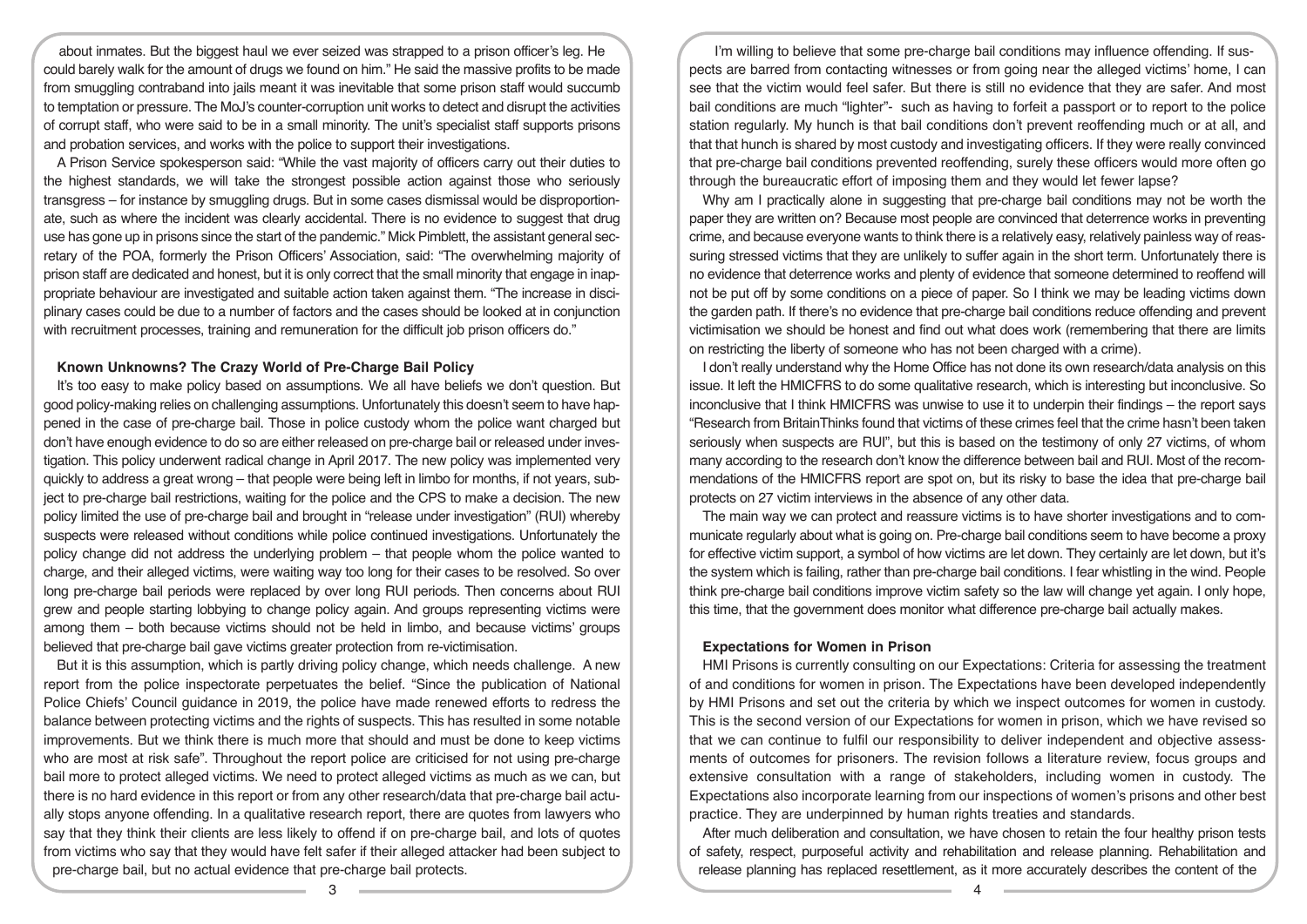about inmates. But the biggest haul we ever seized was strapped to a prison officer's leg. He could barely walk for the amount of drugs we found on him." He said the massive profits to be made from smuggling contraband into jails meant it was inevitable that some prison staff would succumb to temptation or pressure. The MoJ's counter-corruption unit works to detect and disrupt the activities of corrupt staff, who were said to be in a small minority. The unit's specialist staff supports prisons and probation services, and works with the police to support their investigations.

A Prison Service spokesperson said: "While the vast majority of officers carry out their duties to the highest standards, we will take the strongest possible action against those who seriously transgress – for instance by smuggling drugs. But in some cases dismissal would be disproportionate, such as where the incident was clearly accidental. There is no evidence to suggest that drug use has gone up in prisons since the start of the pandemic." Mick Pimblett, the assistant general secretary of the POA, formerly the Prison Officers' Association, said: "The overwhelming majority of prison staff are dedicated and honest, but it is only correct that the small minority that engage in inappropriate behaviour are investigated and suitable action taken against them. "The increase in disciplinary cases could be due to a number of factors and the cases should be looked at in conjunction with recruitment processes, training and remuneration for the difficult job prison officers do."

## Known Unknowns? The Crazy World of Pre-Charge Bail Policy

It's too easy to make policy based on assumptions. We all have beliefs we don't question. But good policy-making relies on challenging assumptions. Unfortunately this doesn't seem to have happened in the case of pre-charge bail. Those in police custody whom the police want charged but don't have enough evidence to do so are either released on pre-charge bail or released under investigation. This policy underwent radical change in April 2017. The new policy was implemented very quickly to address a great wrong – that people were being left in limbo for months, if not years, subject to pre-charge bail restrictions, waiting for the police and the CPS to make a decision. The new policy limited the use of pre-charge bail and brought in "release under investigation" (RUI) whereby suspects were released without conditions while police continued investigations. Unfortunately the policy change did not address the underlying problem – that people whom the police wanted to charge, and their alleged victims, were waiting way too long for their cases to be resolved. So over long pre-charge bail periods were replaced by over long RUI periods. Then concerns about RUI grew and people starting lobbying to change policy again. And groups representing victims were among them – both because victims should not be held in limbo, and because victims' groups believed that pre-charge bail gave victims greater protection from re-victimisation.

But it is this assumption, which is partly driving policy change, which needs challenge. A new report from the police inspectorate perpetuates the belief. "Since the publication of National Police Chiefs' Council guidance in 2019, the police have made renewed efforts to redress the balance between protecting victims and the rights of suspects. This has resulted in some notable improvements. But we think there is much more that should and must be done to keep victims who are most at risk safe". Throughout the report police are criticised for not using pre-charge bail more to protect alleged victims. We need to protect alleged victims as much as we can, but there is no hard evidence in this report or from any other research/data that pre-charge bail actually stops anyone offending. In a qualitative research report, there are quotes from lawyers who say that they think their clients are less likely to offend if on pre-charge bail, and lots of quotes from victims who say that they would have felt safer if their alleged attacker had been subject to pre-charge bail, but no actual evidence that pre-charge bail protects.

I'm willing to believe that some pre-charge bail conditions may influence offending. If suspects are barred from contacting witnesses or from going near the alleged victims' home, I can see that the victim would feel safer. But there is still no evidence that they are safer. And most bail conditions are much "lighter"- such as having to forfeit a passport or to report to the police station regularly. My hunch is that bail conditions don't prevent reoffending much or at all, and that that hunch is shared by most custody and investigating officers. If they were really convinced that pre-charge bail conditions prevented reoffending, surely these officers would more often go through the bureaucratic effort of imposing them and they would let fewer lapse?

Why am I practically alone in suggesting that pre-charge bail conditions may not be worth the paper they are written on? Because most people are convinced that deterrence works in preventing crime, and because everyone wants to think there is a relatively easy, relatively painless way of reassuring stressed victims that they are unlikely to suffer again in the short term. Unfortunately there is no evidence that deterrence works and plenty of evidence that someone determined to reoffend will not be put off by some conditions on a piece of paper. So I think we may be leading victims down the garden path. If there's no evidence that pre-charge bail conditions reduce offending and prevent victimisation we should be honest and find out what does work (remembering that there are limits on restricting the liberty of someone who has not been charged with a crime).

I don't really understand why the Home Office has not done its own research/data analysis on this issue. It left the HMICFRS to do some qualitative research, which is interesting but inconclusive. So inconclusive that I think HMICFRS was unwise to use it to underpin their findings – the report says "Research from BritainThinks found that victims of these crimes feel that the crime hasn't been taken seriously when suspects are RUI", but this is based on the testimony of only 27 victims, of whom many according to the research don't know the difference between bail and RUI. Most of the recommendations of the HMICFRS report are spot on, but its risky to base the idea that pre-charge bail protects on 27 victim interviews in the absence of any other data.

The main way we can protect and reassure victims is to have shorter investigations and to communicate regularly about what is going on. Pre-charge bail conditions seem to have become a proxy for effective victim support, a symbol of how victims are let down. They certainly are let down, but it's the system which is failing, rather than pre-charge bail conditions. I fear whistling in the wind. People think pre-charge bail conditions improve victim safety so the law will change yet again. I only hope, this time, that the government does monitor what difference pre-charge bail actually makes.

## Expectations for Women in Prison

HMI Prisons is currently consulting on our Expectations: Criteria for assessing the treatment of and conditions for women in prison. The Expectations have been developed independently by HMI Prisons and set out the criteria by which we inspect outcomes for women in custody. This is the second version of our Expectations for women in prison, which we have revised so that we can continue to fulfil our responsibility to deliver independent and objective assessments of outcomes for prisoners. The revision follows a literature review, focus groups and extensive consultation with a range of stakeholders, including women in custody. The Expectations also incorporate learning from our inspections of women's prisons and other best practice. They are underpinned by human rights treaties and standards.

After much deliberation and consultation, we have chosen to retain the four healthy prison tests of safety, respect, purposeful activity and rehabilitation and release planning. Rehabilitation and release planning has replaced resettlement, as it more accurately describes the content of the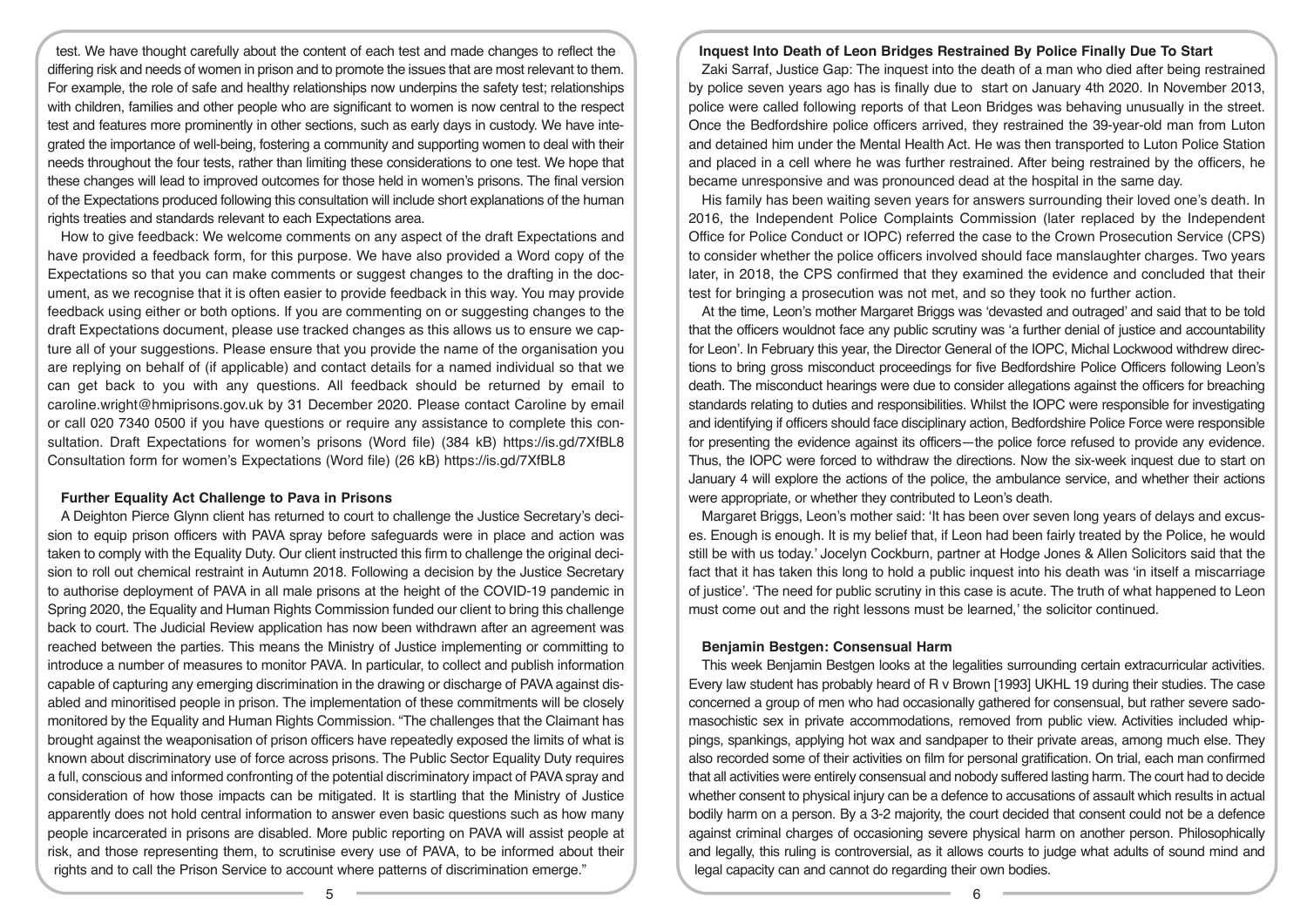test. We have thought carefully about the content of each test and made changes to reflect the differing risk and needs of women in prison and to promote the issues that are most relevant to them. For example, the role of safe and healthy relationships now underpins the safety test; relationships with children, families and other people who are significant to women is now central to the respect test and features more prominently in other sections, such as early days in custody. We have integrated the importance of well-being, fostering a community and supporting women to deal with their needs throughout the four tests, rather than limiting these considerations to one test. We hope that these changes will lead to improved outcomes for those held in women's prisons. The final version of the Expectations produced following this consultation will include short explanations of the human rights treaties and standards relevant to each Expectations area.

How to give feedback: We welcome comments on any aspect of the draft Expectations and have provided a feedback form, for this purpose. We have also provided a Word copy of the Expectations so that you can make comments or suggest changes to the drafting in the document, as we recognise that it is often easier to provide feedback in this way. You may provide feedback using either or both options. If you are commenting on or suggesting changes to the draft Expectations document, please use tracked changes as this allows us to ensure we capture all of your suggestions. Please ensure that you provide the name of the organisation you are replying on behalf of (if applicable) and contact details for a named individual so that we can get back to you with any questions. All feedback should be returned by email to caroline.wright@hmiprisons.gov.uk by 31 December 2020. Please contact Caroline by email or call 020 7340 0500 if you have questions or require any assistance to complete this consultation. Draft Expectations for women's prisons (Word file) (384 kB) https://is.gd/7XfBL8 Consultation form for women's Expectations (Word file) (26 kB) https://is.gd/7XfBL8

### Further Equality Act Challenge to Pava in Prisons

A Deighton Pierce Glynn client has returned to court to challenge the Justice Secretary's decision to equip prison officers with PAVA spray before safeguards were in place and action was taken to comply with the Equality Duty. Our client instructed this firm to challenge the original decision to roll out chemical restraint in Autumn 2018. Following a decision by the Justice Secretary to authorise deployment of PAVA in all male prisons at the height of the COVID-19 pandemic in Spring 2020, the Equality and Human Rights Commission funded our client to bring this challenge back to court. The Judicial Review application has now been withdrawn after an agreement was reached between the parties. This means the Ministry of Justice implementing or committing to introduce a number of measures to monitor PAVA. In particular, to collect and publish information capable of capturing any emerging discrimination in the drawing or discharge of PAVA against disabled and minoritised people in prison. The implementation of these commitments will be closely monitored by the Equality and Human Rights Commission. "The challenges that the Claimant has brought against the weaponisation of prison officers have repeatedly exposed the limits of what is known about discriminatory use of force across prisons. The Public Sector Equality Duty requires a full, conscious and informed confronting of the potential discriminatory impact of PAVA spray and consideration of how those impacts can be mitigated. It is startling that the Ministry of Justice apparently does not hold central information to answer even basic questions such as how many people incarcerated in prisons are disabled. More public reporting on PAVA will assist people at risk, and those representing them, to scrutinise every use of PAVA, to be informed about their rights and to call the Prison Service to account where patterns of discrimination emerge."

### Inquest Into Death of Leon Bridges Restrained By Police Finally Due To Start

Zaki Sarraf, Justice Gap: The inquest into the death of a man who died after being restrained by police seven years ago has is finally due to start on January 4th 2020. In November 2013, police were called following reports of that Leon Bridges was behaving unusually in the street. Once the Bedfordshire police officers arrived, they restrained the 39-year-old man from Luton and detained him under the Mental Health Act. He was then transported to Luton Police Station and placed in a cell where he was further restrained. After being restrained by the officers, he became unresponsive and was pronounced dead at the hospital in the same day.

His family has been waiting seven years for answers surrounding their loved one's death. In 2016, the Independent Police Complaints Commission (later replaced by the Independent Office for Police Conduct or IOPC) referred the case to the Crown Prosecution Service (CPS) to consider whether the police officers involved should face manslaughter charges. Two years later, in 2018, the CPS confirmed that they examined the evidence and concluded that their test for bringing a prosecution was not met, and so they took no further action.

At the time, Leon's mother Margaret Briggs was 'devasted and outraged' and said that to be told that the officers wouldnot face any public scrutiny was 'a further denial of justice and accountability for Leon'. In February this year, the Director General of the IOPC, Michal Lockwood withdrew directions to bring gross misconduct proceedings for five Bedfordshire Police Officers following Leon's death. The misconduct hearings were due to consider allegations against the officers for breaching standards relating to duties and responsibilities. Whilst the IOPC were responsible for investigating and identifying if officers should face disciplinary action, Bedfordshire Police Force were responsible for presenting the evidence against its officers—the police force refused to provide any evidence. Thus, the IOPC were forced to withdraw the directions. Now the six-week inquest due to start on January 4 will explore the actions of the police, the ambulance service, and whether their actions were appropriate, or whether they contributed to Leon's death.

Margaret Briggs, Leon's mother said: 'It has been over seven long years of delays and excuses. Enough is enough. It is my belief that, if Leon had been fairly treated by the Police, he would still be with us today.' Jocelyn Cockburn, partner at Hodge Jones & Allen Solicitors said that the fact that it has taken this long to hold a public inquest into his death was 'in itself a miscarriage of justice'. 'The need for public scrutiny in this case is acute. The truth of what happened to Leon must come out and the right lessons must be learned,' the solicitor continued.

### Benjamin Bestgen: Consensual Harm

This week Benjamin Bestgen looks at the legalities surrounding certain extracurricular activities. Every law student has probably heard of R v Brown [1993] UKHL 19 during their studies. The case concerned a group of men who had occasionally gathered for consensual, but rather severe sadomasochistic sex in private accommodations, removed from public view. Activities included whippings, spankings, applying hot wax and sandpaper to their private areas, among much else. They also recorded some of their activities on film for personal gratification. On trial, each man confirmed that all activities were entirely consensual and nobody suffered lasting harm. The court had to decide whether consent to physical injury can be a defence to accusations of assault which results in actual bodily harm on a person. By a 3-2 majority, the court decided that consent could not be a defence against criminal charges of occasioning severe physical harm on another person. Philosophically and legally, this ruling is controversial, as it allows courts to judge what adults of sound mind and legal capacity can and cannot do regarding their own bodies.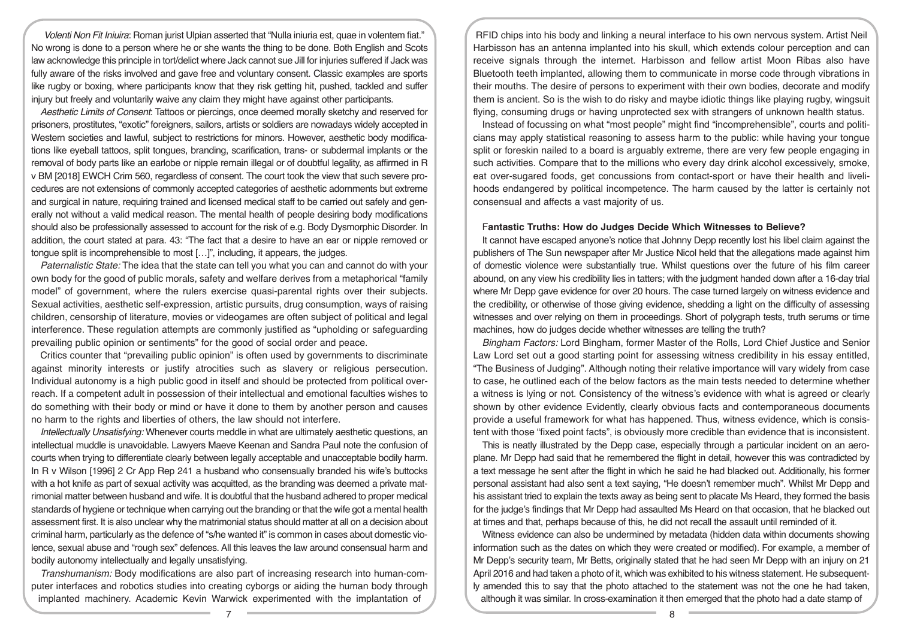*Volenti Non Fit Iniuira*: Roman jurist Ulpian asserted that "Nulla iniuria est, quae in volentem fiat." No wrong is done to a person where he or she wants the thing to be done. Both English and Scots law acknowledge this principle in tort/delict where Jack cannot sue Jill for injuries suffered if Jack was fully aware of the risks involved and gave free and voluntary consent. Classic examples are sports like rugby or boxing, where participants know that they risk getting hit, pushed, tackled and suffer injury but freely and voluntarily waive any claim they might have against other participants.

*Aesthetic Limits of Consent*: Tattoos or piercings, once deemed morally sketchy and reserved for prisoners, prostitutes, "exotic" foreigners, sailors, artists or soldiers are nowadays widely accepted in Western societies and lawful, subject to restrictions for minors. However, aesthetic body modifications like eyeball tattoos, split tongues, branding, scarification, trans- or subdermal implants or the removal of body parts like an earlobe or nipple remain illegal or of doubtful legality, as affirmed in R v BM [2018] EWCH Crim 560, regardless of consent. The court took the view that such severe procedures are not extensions of commonly accepted categories of aesthetic adornments but extreme and surgical in nature, requiring trained and licensed medical staff to be carried out safely and generally not without a valid medical reason. The mental health of people desiring body modifications should also be professionally assessed to account for the risk of e.g. Body Dysmorphic Disorder. In addition, the court stated at para. 43: "The fact that a desire to have an ear or nipple removed or tongue split is incomprehensible to most […]", including, it appears, the judges.

*Paternalistic State:* The idea that the state can tell you what you can and cannot do with your own body for the good of public morals, safety and welfare derives from a metaphorical "family model" of government, where the rulers exercise quasi-parental rights over their subjects. Sexual activities, aesthetic self-expression, artistic pursuits, drug consumption, ways of raising children, censorship of literature, movies or videogames are often subject of political and legal interference. These regulation attempts are commonly justified as "upholding or safeguarding prevailing public opinion or sentiments" for the good of social order and peace.

Critics counter that "prevailing public opinion" is often used by governments to discriminate against minority interests or justify atrocities such as slavery or religious persecution. Individual autonomy is a high public good in itself and should be protected from political overreach. If a competent adult in possession of their intellectual and emotional faculties wishes to do something with their body or mind or have it done to them by another person and causes no harm to the rights and liberties of others, the law should not interfere.

*Intellectually Unsatisfying:* Whenever courts meddle in what are ultimately aesthetic questions, an intellectual muddle is unavoidable. Lawyers Maeve Keenan and Sandra Paul note the confusion of courts when trying to differentiate clearly between legally acceptable and unacceptable bodily harm. In R v Wilson [1996] 2 Cr App Rep 241 a husband who consensually branded his wife's buttocks with a hot knife as part of sexual activity was acquitted, as the branding was deemed a private matrimonial matter between husband and wife. It is doubtful that the husband adhered to proper medical standards of hygiene or technique when carrying out the branding or that the wife got a mental health assessment first. It is also unclear why the matrimonial status should matter at all on a decision about criminal harm, particularly as the defence of "s/he wanted it" is common in cases about domestic violence, sexual abuse and "rough sex" defences. All this leaves the law around consensual harm and bodily autonomy intellectually and legally unsatisfying.

*Transhumanism:* Body modifications are also part of increasing research into human-computer interfaces and robotics studies into creating cyborgs or aiding the human body through implanted machinery. Academic Kevin Warwick experimented with the implantation of RFID chips into his body and linking a neural interface to his own nervous system. Artist Neil Harbisson has an antenna implanted into his skull, which extends colour perception and can receive signals through the internet. Harbisson and fellow artist Moon Ribas also have Bluetooth teeth implanted, allowing them to communicate in morse code through vibrations in their mouths. The desire of persons to experiment with their own bodies, decorate and modify them is ancient. So is the wish to do risky and maybe idiotic things like playing rugby, wingsuit flying, consuming drugs or having unprotected sex with strangers of unknown health status.

Instead of focussing on what "most people" might find "incomprehensible", courts and politicians may apply statistical reasoning to assess harm to the public: while having your tongue split or foreskin nailed to a board is arguably extreme, there are very few people engaging in such activities. Compare that to the millions who every day drink alcohol excessively, smoke, eat over-sugared foods, get concussions from contact-sport or have their health and livelihoods endangered by political incompetence. The harm caused by the latter is certainly not consensual and affects a vast majority of us.

## Fantastic Truths: How do Judges Decide Which Witnesses to Believe?

It cannot have escaped anyone's notice that Johnny Depp recently lost his libel claim against the publishers of The Sun newspaper after Mr Justice Nicol held that the allegations made against him of domestic violence were substantially true. Whilst questions over the future of his film career abound, on any view his credibility lies in tatters; with the judgment handed down after a 16-day trial where Mr Depp gave evidence for over 20 hours. The case turned largely on witness evidence and the credibility, or otherwise of those giving evidence, shedding a light on the difficulty of assessing witnesses and over relying on them in proceedings. Short of polygraph tests, truth serums or time machines, how do judges decide whether witnesses are telling the truth?

*Bingham Factors:* Lord Bingham, former Master of the Rolls, Lord Chief Justice and Senior Law Lord set out a good starting point for assessing witness credibility in his essay entitled, "The Business of Judging". Although noting their relative importance will vary widely from case to case, he outlined each of the below factors as the main tests needed to determine whether a witness is lying or not. Consistency of the witness's evidence with what is agreed or clearly shown by other evidence Evidently, clearly obvious facts and contemporaneous documents provide a useful framework for what has happened. Thus, witness evidence, which is consistent with those "fixed point facts", is obviously more credible than evidence that is inconsistent.

This is neatly illustrated by the Depp case, especially through a particular incident on an aeroplane. Mr Depp had said that he remembered the flight in detail, however this was contradicted by a text message he sent after the flight in which he said he had blacked out. Additionally, his former personal assistant had also sent a text saying, "He doesn't remember much". Whilst Mr Depp and his assistant tried to explain the texts away as being sent to placate Ms Heard, they formed the basis for the judge's findings that Mr Depp had assaulted Ms Heard on that occasion, that he blacked out at times and that, perhaps because of this, he did not recall the assault until reminded of it.

Witness evidence can also be undermined by metadata (hidden data within documents showing information such as the dates on which they were created or modified). For example, a member of Mr Depp's security team, Mr Betts, originally stated that he had seen Mr Depp with an injury on 21 April 2016 and had taken a photo of it, which was exhibited to his witness statement. He subsequently amended this to say that the photo attached to the statement was not the one he had taken, although it was similar. In cross-examination it then emerged that the photo had a date stamp of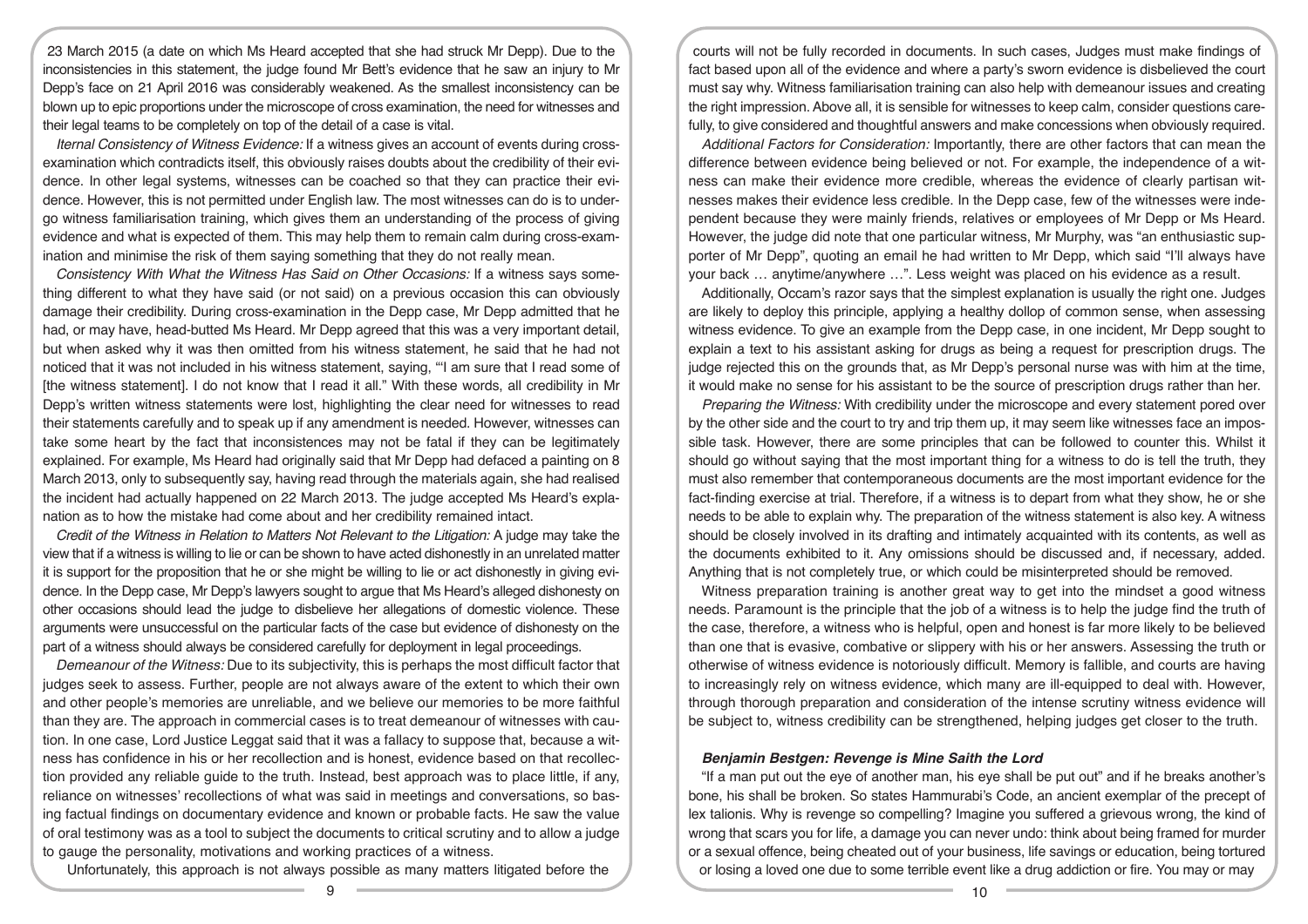23 March 2015 (a date on which Ms Heard accepted that she had struck Mr Depp). Due to the inconsistencies in this statement, the judge found Mr Bett's evidence that he saw an injury to Mr Depp's face on 21 April 2016 was considerably weakened. As the smallest inconsistency can be blown up to epic proportions under the microscope of cross examination, the need for witnesses and their legal teams to be completely on top of the detail of a case is vital.

*Iternal Consistency of Witness Evidence:* If a witness gives an account of events during cross-examination which contradicts itself, this obviously raises doubts about the credibility of their evidence. In other legal systems, witnesses can be coached so that they can practice their evidence. However, this is not permitted under English law. The most witnesses can do is to undergo witness familiarisation training, which gives them an understanding of the process of giving evidence and what is expected of them. This may help them to remain calm during cross-examination and minimise the risk of them saying something that they do not really mean.

*Consistency With What the Witness Has Said on Other Occasions:* If a witness says something different to what they have said (or not said) on a previous occasion this can obviously damage their credibility. During cross-examination in the Depp case, Mr Depp admitted that he had, or may have, head-butted Ms Heard. Mr Depp agreed that this was a very important detail, but when asked why it was then omitted from his witness statement, he said that he had not noticed that it was not included in his witness statement, saying, "'I am sure that I read some of [the witness statement]. I do not know that I read it all." With these words, all credibility in Mr Depp's written witness statements were lost, highlighting the clear need for witnesses to read their statements carefully and to speak up if any amendment is needed. However, witnesses can take some heart by the fact that inconsistences may not be fatal if they can be legitimately explained. For example, Ms Heard had originally said that Mr Depp had defaced a painting on 8 March 2013, only to subsequently say, having read through the materials again, she had realised the incident had actually happened on 22 March 2013. The judge accepted Ms Heard's explanation as to how the mistake had come about and her credibility remained intact.

*Credit of the Witness in Relation to Matters Not Relevant to the Litigation:* A judge may take the view that if a witness is willing to lie or can be shown to have acted dishonestly in an unrelated matter it is support for the proposition that he or she might be willing to lie or act dishonestly in giving evidence. In the Depp case, Mr Depp's lawyers sought to argue that Ms Heard's alleged dishonesty on other occasions should lead the judge to disbelieve her allegations of domestic violence. These arguments were unsuccessful on the particular facts of the case but evidence of dishonesty on the part of a witness should always be considered carefully for deployment in legal proceedings.

*Demeanour of the Witness:* Due to its subjectivity, this is perhaps the most difficult factor that judges seek to assess. Further, people are not always aware of the extent to which their own and other people's memories are unreliable, and we believe our memories to be more faithful than they are. The approach in commercial cases is to treat demeanour of witnesses with caution. In one case, Lord Justice Leggat said that it was a fallacy to suppose that, because a witness has confidence in his or her recollection and is honest, evidence based on that recollection provided any reliable guide to the truth. Instead, best approach was to place little, if any, reliance on witnesses' recollections of what was said in meetings and conversations, so basing factual findings on documentary evidence and known or probable facts. He saw the value of oral testimony was as a tool to subject the documents to critical scrutiny and to allow a judge to gauge the personality, motivations and working practices of a witness.

Unfortunately, this approach is not always possible as many matters litigated before the courts will not be fully recorded in documents. In such cases, Judges must make findings of fact based upon all of the evidence and where a party's sworn evidence is disbelieved the court must say why. Witness familiarisation training can also help with demeanour issues and creating the right impression. Above all, it is sensible for witnesses to keep calm, consider questions carefully, to give considered and thoughtful answers and make concessions when obviously required.

*Additional Factors for Consideration:* Importantly, there are other factors that can mean the difference between evidence being believed or not. For example, the independence of a witness can make their evidence more credible, whereas the evidence of clearly partisan witnesses makes their evidence less credible. In the Depp case, few of the witnesses were independent because they were mainly friends, relatives or employees of Mr Depp or Ms Heard. However, the judge did note that one particular witness, Mr Murphy, was "an enthusiastic supporter of Mr Depp", quoting an email he had written to Mr Depp, which said "I'll always have your back … anytime/anywhere …". Less weight was placed on his evidence as a result.

Additionally, Occam's razor says that the simplest explanation is usually the right one. Judges are likely to deploy this principle, applying a healthy dollop of common sense, when assessing witness evidence. To give an example from the Depp case, in one incident, Mr Depp sought to explain a text to his assistant asking for drugs as being a request for prescription drugs. The judge rejected this on the grounds that, as Mr Depp's personal nurse was with him at the time, it would make no sense for his assistant to be the source of prescription drugs rather than her.

*Preparing the Witness:* With credibility under the microscope and every statement pored over by the other side and the court to try and trip them up, it may seem like witnesses face an impossible task. However, there are some principles that can be followed to counter this. Whilst it should go without saying that the most important thing for a witness to do is tell the truth, they must also remember that contemporaneous documents are the most important evidence for the fact-finding exercise at trial. Therefore, if a witness is to depart from what they show, he or she needs to be able to explain why. The preparation of the witness statement is also key. A witness should be closely involved in its drafting and intimately acquainted with its contents, as well as the documents exhibited to it. Any omissions should be discussed and, if necessary, added. Anything that is not completely true, or which could be misinterpreted should be removed.

Witness preparation training is another great way to get into the mindset a good witness needs. Paramount is the principle that the job of a witness is to help the judge find the truth of the case, therefore, a witness who is helpful, open and honest is far more likely to be believed than one that is evasive, combative or slippery with his or her answers. Assessing the truth or otherwise of witness evidence is notoriously difficult. Memory is fallible, and courts are having to increasingly rely on witness evidence, which many are ill-equipped to deal with. However, through thorough preparation and consideration of the intense scrutiny witness evidence will be subject to, witness credibility can be strengthened, helping judges get closer to the truth.

### *Benjamin Bestgen: Revenge is Mine Saith the Lord*

"If a man put out the eye of another man, his eye shall be put out" and if he breaks another's bone, his shall be broken. So states Hammurabi's Code, an ancient exemplar of the precept of lex talionis. Why is revenge so compelling? Imagine you suffered a grievous wrong, the kind of wrong that scars you for life, a damage you can never undo: think about being framed for murder or a sexual offence, being cheated out of your business, life savings or education, being tortured or losing a loved one due to some terrible event like a drug addiction or fire. You may or may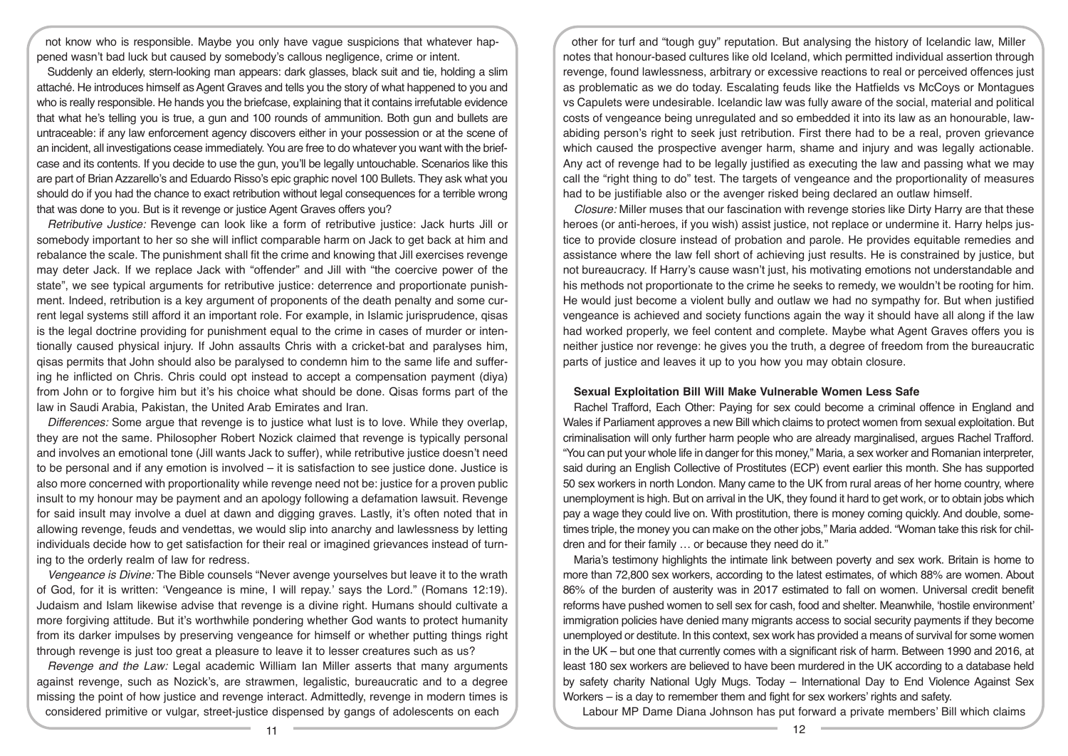not know who is responsible. Maybe you only have vague suspicions that whatever happened wasn't bad luck but caused by somebody's callous negligence, crime or intent.

Suddenly an elderly, stern-looking man appears: dark glasses, black suit and tie, holding a slim attaché. He introduces himself as Agent Graves and tells you the story of what happened to you and who is really responsible. He hands you the briefcase, explaining that it contains irrefutable evidence that what he's telling you is true, a gun and 100 rounds of ammunition. Both gun and bullets are untraceable: if any law enforcement agency discovers either in your possession or at the scene of an incident, all investigations cease immediately. You are free to do whatever you want with the briefcase and its contents. If you decide to use the gun, you'll be legally untouchable. Scenarios like this are part of Brian Azzarello's and Eduardo Risso's epic graphic novel 100 Bullets. They ask what you should do if you had the chance to exact retribution without legal consequences for a terrible wrong that was done to you. But is it revenge or justice Agent Graves offers you?

*Retributive Justice:* Revenge can look like a form of retributive justice: Jack hurts Jill or somebody important to her so she will inflict comparable harm on Jack to get back at him and rebalance the scale. The punishment shall fit the crime and knowing that Jill exercises revenge may deter Jack. If we replace Jack with "offender" and Jill with "the coercive power of the state", we see typical arguments for retributive justice: deterrence and proportionate punishment. Indeed, retribution is a key argument of proponents of the death penalty and some current legal systems still afford it an important role. For example, in Islamic jurisprudence, qisas is the legal doctrine providing for punishment equal to the crime in cases of murder or intentionally caused physical injury. If John assaults Chris with a cricket-bat and paralyses him, qisas permits that John should also be paralysed to condemn him to the same life and suffering he inflicted on Chris. Chris could opt instead to accept a compensation payment (diya) from John or to forgive him but it's his choice what should be done. Qisas forms part of the law in Saudi Arabia, Pakistan, the United Arab Emirates and Iran.

*Differences:* Some argue that revenge is to justice what lust is to love. While they overlap, they are not the same. Philosopher Robert Nozick claimed that revenge is typically personal and involves an emotional tone (Jill wants Jack to suffer), while retributive justice doesn't need to be personal and if any emotion is involved – it is satisfaction to see justice done. Justice is also more concerned with proportionality while revenge need not be: justice for a proven public insult to my honour may be payment and an apology following a defamation lawsuit. Revenge for said insult may involve a duel at dawn and digging graves. Lastly, it's often noted that in allowing revenge, feuds and vendettas, we would slip into anarchy and lawlessness by letting individuals decide how to get satisfaction for their real or imagined grievances instead of turning to the orderly realm of law for redress.

*Vengeance is Divine:* The Bible counsels "Never avenge yourselves but leave it to the wrath of God, for it is written: 'Vengeance is mine, I will repay.' says the Lord." (Romans 12:19). Judaism and Islam likewise advise that revenge is a divine right. Humans should cultivate a more forgiving attitude. But it's worthwhile pondering whether God wants to protect humanity from its darker impulses by preserving vengeance for himself or whether putting things right through revenge is just too great a pleasure to leave it to lesser creatures such as us?

*Revenge and the Law:* Legal academic William Ian Miller asserts that many arguments against revenge, such as Nozick's, are strawmen, legalistic, bureaucratic and to a degree missing the point of how justice and revenge interact. Admittedly, revenge in modern times is considered primitive or vulgar, street-justice dispensed by gangs of adolescents on each other for turf and "tough guy" reputation. But analysing the history of Icelandic law, Miller notes that honour-based cultures like old Iceland, which permitted individual assertion through revenge, found lawlessness, arbitrary or excessive reactions to real or perceived offences just as problematic as we do today. Escalating feuds like the Hatfields vs McCoys or Montagues vs Capulets were undesirable. Icelandic law was fully aware of the social, material and political costs of vengeance being unregulated and so embedded it into its law as an honourable, law-abiding person's right to seek just retribution. First there had to be a real, proven grievance which caused the prospective avenger harm, shame and injury and was legally actionable. Any act of revenge had to be legally justified as executing the law and passing what we may call the "right thing to do" test. The targets of vengeance and the proportionality of measures had to be justifiable also or the avenger risked being declared an outlaw himself.

*Closure:* Miller muses that our fascination with revenge stories like Dirty Harry are that these heroes (or anti-heroes, if you wish) assist justice, not replace or undermine it. Harry helps justice to provide closure instead of probation and parole. He provides equitable remedies and assistance where the law fell short of achieving just results. He is constrained by justice, but not bureaucracy. If Harry's cause wasn't just, his motivating emotions not understandable and his methods not proportionate to the crime he seeks to remedy, we wouldn't be rooting for him. He would just become a violent bully and outlaw we had no sympathy for. But when justified vengeance is achieved and society functions again the way it should have all along if the law had worked properly, we feel content and complete. Maybe what Agent Graves offers you is neither justice nor revenge: he gives you the truth, a degree of freedom from the bureaucratic parts of justice and leaves it up to you how you may obtain closure.

### Sexual Exploitation Bill Will Make Vulnerable Women Less Safe

Rachel Trafford, Each Other: Paying for sex could become a criminal offence in England and Wales if Parliament approves a new Bill which claims to protect women from sexual exploitation. But criminalisation will only further harm people who are already marginalised, argues Rachel Trafford. "You can put your whole life in danger for this money," Maria, a sex worker and Romanian interpreter, said during an English Collective of Prostitutes (ECP) event earlier this month. She has supported 50 sex workers in north London. Many came to the UK from rural areas of her home country, where unemployment is high. But on arrival in the UK, they found it hard to get work, or to obtain jobs which pay a wage they could live on. With prostitution, there is money coming quickly. And double, sometimes triple, the money you can make on the other jobs," Maria added. "Woman take this risk for children and for their family … or because they need do it."

Maria's testimony highlights the intimate link between poverty and sex work. Britain is home to more than 72,800 sex workers, according to the latest estimates, of which 88% are women. About 86% of the burden of austerity was in 2017 estimated to fall on women. Universal credit benefit reforms have pushed women to sell sex for cash, food and shelter. Meanwhile, 'hostile environment' immigration policies have denied many migrants access to social security payments if they become unemployed or destitute. In this context, sex work has provided a means of survival for some women in the UK – but one that currently comes with a significant risk of harm. Between 1990 and 2016, at least 180 sex workers are believed to have been murdered in the UK according to a database held by safety charity National Ugly Mugs. Today – International Day to End Violence Against Sex Workers – is a day to remember them and fight for sex workers' rights and safety.

Labour MP Dame Diana Johnson has put forward a private members' Bill which claims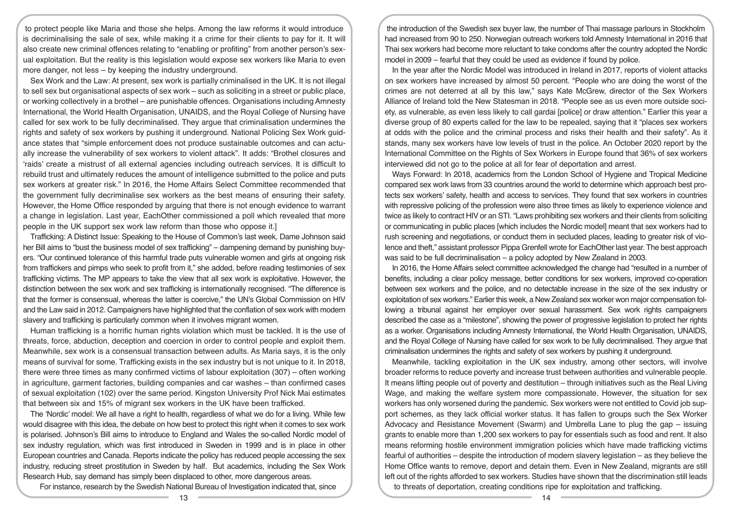to protect people like Maria and those she helps. Among the law reforms it would introduce is decriminalising the sale of sex, while making it a crime for their clients to pay for it. It will also create new criminal offences relating to "enabling or profiting" from another person's sexual exploitation. But the reality is this legislation would expose sex workers like Maria to even more danger, not less – by keeping the industry underground.

Sex Work and the Law: At present, sex work is partially criminalised in the UK. It is not illegal to sell sex but organisational aspects of sex work – such as soliciting in a street or public place, or working collectively in a brothel – are punishable offences. Organisations including Amnesty International, the World Health Organisation, UNAIDS, and the Royal College of Nursing have called for sex work to be fully decriminalised. They argue that criminalisation undermines the rights and safety of sex workers by pushing it underground. National Policing Sex Work guidance states that "simple enforcement does not produce sustainable outcomes and can actually increase the vulnerability of sex workers to violent attack". It adds: "Brothel closures and 'raids' create a mistrust of all external agencies including outreach services. It is difficult to rebuild trust and ultimately reduces the amount of intelligence submitted to the police and puts sex workers at greater risk." In 2016, the Home Affairs Select Committee recommended that the government fully decriminalise sex workers as the best means of ensuring their safety. However, the Home Office responded by arguing that there is not enough evidence to warrant a change in legislation. Last year, EachOther commissioned a poll which revealed that more people in the UK support sex work law reform than those who oppose it.]

Trafficking: A Distinct Issue: Speaking to the House of Common's last week, Dame Johnson said her Bill aims to "bust the business model of sex trafficking" – dampening demand by punishing buyers. "Our continued tolerance of this harmful trade puts vulnerable women and girls at ongoing risk from traffickers and pimps who seek to profit from it," she added, before reading testimonies of sex trafficking victims. The MP appears to take the view that all sex work is exploitative. However, the distinction between the sex work and sex trafficking is internationally recognised. "The difference is that the former is consensual, whereas the latter is coercive," the UN's Global Commission on HIV and the Law said in 2012. Campaigners have highlighted that the conflation of sex work with modern slavery and trafficking is particularly common when it involves migrant women.

Human trafficking is a horrific human rights violation which must be tackled. It is the use of threats, force, abduction, deception and coercion in order to control people and exploit them. Meanwhile, sex work is a consensual transaction between adults. As Maria says, it is the only means of survival for some. Trafficking exists in the sex industry but is not unique to it. In 2018, there were three times as many confirmed victims of labour exploitation (307) – often working in agriculture, garment factories, building companies and car washes – than confirmed cases of sexual exploitation (102) over the same period. Kingston University Prof Nick Mai estimates that between six and 15% of migrant sex workers in the UK have been trafficked.

The 'Nordic' model: We all have a right to health, regardless of what we do for a living. While few would disagree with this idea, the debate on how best to protect this right when it comes to sex work is polarised. Johnson's Bill aims to introduce to England and Wales the so-called Nordic model of sex industry regulation, which was first introduced in Sweden in 1999 and is in place in other European countries and Canada. Reports indicate the policy has reduced people accessing the sex industry, reducing street prostitution in Sweden by half. But academics, including the Sex Work Research Hub, say demand has simply been displaced to other, more dangerous areas.

For instance, research by the Swedish National Bureau of Investigation indicated that, since the introduction of the Swedish sex buyer law, the number of Thai massage parlours in Stockholm had increased from 90 to 250. Norwegian outreach workers told Amnesty International in 2016 that Thai sex workers had become more reluctant to take condoms after the country adopted the Nordic model in 2009 – fearful that they could be used as evidence if found by police.

In the year after the Nordic Model was introduced in Ireland in 2017, reports of violent attacks on sex workers have increased by almost 50 percent. "People who are doing the worst of the crimes are not deterred at all by this law," says Kate McGrew, director of the Sex Workers Alliance of Ireland told the New Statesman in 2018. "People see as us even more outside society, as vulnerable, as even less likely to call gardai [police] or draw attention." Earlier this year a diverse group of 80 experts called for the law to be repealed, saying that it "places sex workers at odds with the police and the criminal process and risks their health and their safety". As it stands, many sex workers have low levels of trust in the police. An October 2020 report by the International Committee on the Rights of Sex Workers in Europe found that 36% of sex workers interviewed did not go to the police at all for fear of deportation and arrest.

Ways Forward: In 2018, academics from the London School of Hygiene and Tropical Medicine compared sex work laws from 33 countries around the world to determine which approach best protects sex workers' safety, health and access to services. They found that sex workers in countries with repressive policing of the profession were also three times as likely to experience violence and twice as likely to contract HIV or an STI. "Laws prohibiting sex workers and their clients from soliciting or communicating in public places [which includes the Nordic model] meant that sex workers had to rush screening and negotiations, or conduct them in secluded places, leading to greater risk of violence and theft," assistant professor Pippa Grenfell wrote for EachOther last year. The best approach was said to be full decriminalisation – a policy adopted by New Zealand in 2003.

In 2016, the Home Affairs select committee acknowledged the change had "resulted in a number of benefits, including a clear policy message, better conditions for sex workers, improved co-operation between sex workers and the police, and no detectable increase in the size of the sex industry or exploitation of sex workers." Earlier this week, a New Zealand sex worker won major compensation following a tribunal against her employer over sexual harassment. Sex work rights campaigners described the case as a "milestone", showing the power of progressive legislation to protect her rights as a worker. Organisations including Amnesty International, the World Health Organisation, UNAIDS, and the Royal College of Nursing have called for sex work to be fully decriminalised. They argue that criminalisation undermines the rights and safety of sex workers by pushing it underground.

Meanwhile, tackling exploitation in the UK sex industry, among other sectors, will involve broader reforms to reduce poverty and increase trust between authorities and vulnerable people. It means lifting people out of poverty and destitution – through initiatives such as the Real Living Wage, and making the welfare system more compassionate. However, the situation for sex workers has only worsened during the pandemic. Sex workers were not entitled to Covid job support schemes, as they lack official worker status. It has fallen to groups such the Sex Worker Advocacy and Resistance Movement (Swarm) and Umbrella Lane to plug the gap – issuing grants to enable more than 1,200 sex workers to pay for essentials such as food and rent. It also means reforming hostile environment immigration policies which have made trafficking victims fearful of authorities – despite the introduction of modern slavery legislation – as they believe the Home Office wants to remove, deport and detain them. Even in New Zealand, migrants are still left out of the rights afforded to sex workers. Studies have shown that the discrimination still leads to threats of deportation, creating conditions ripe for exploitation and trafficking.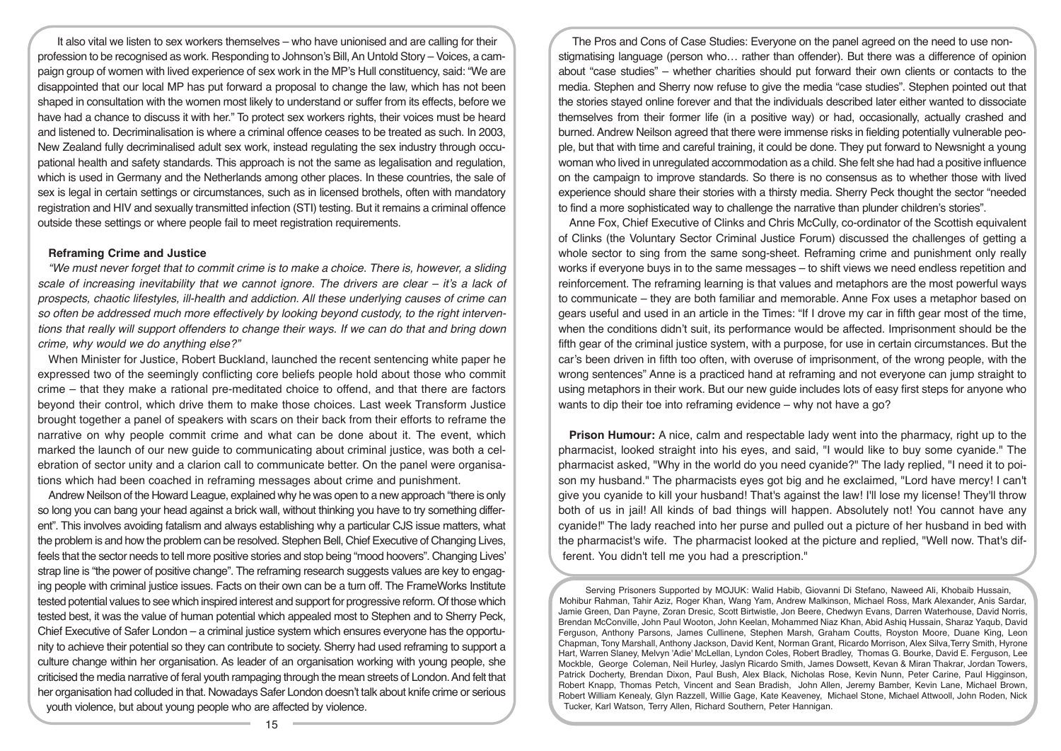It also vital we listen to sex workers themselves – who have unionised and are calling for their profession to be recognised as work. Responding to Johnson's Bill, An Untold Story – Voices, a campaign group of women with lived experience of sex work in the MP's Hull constituency, said: "We are disappointed that our local MP has put forward a proposal to change the law, which has not been shaped in consultation with the women most likely to understand or suffer from its effects, before we have had a chance to discuss it with her." To protect sex workers rights, their voices must be heard and listened to. Decriminalisation is where a criminal offence ceases to be treated as such. In 2003, New Zealand fully decriminalised adult sex work, instead regulating the sex industry through occupational health and safety standards. This approach is not the same as legalisation and regulation, which is used in Germany and the Netherlands among other places. In these countries, the sale of sex is legal in certain settings or circumstances, such as in licensed brothels, often with mandatory registration and HIV and sexually transmitted infection (STI) testing. But it remains a criminal offence outside these settings or where people fail to meet registration requirements.

**Reframing Crime and Justice**

*"We must never forget that to commit crime is to make a choice. There is, however, a sliding scale of increasing inevitability that we cannot ignore. The drivers are clear – it's a lack of prospects, chaotic lifestyles, ill-health and addiction. All these underlying causes of crime can so often be addressed much more effectively by looking beyond custody, to the right interventions that really will support offenders to change their ways. If we can do that and bring down crime, why would we do anything else?"*

When Minister for Justice, Robert Buckland, launched the recent sentencing white paper he expressed two of the seemingly conflicting core beliefs people hold about those who commit crime – that they make a rational pre-meditated choice to offend, and that there are factors beyond their control, which drive them to make those choices. Last week Transform Justice brought together a panel of speakers with scars on their back from their efforts to reframe the narrative on why people commit crime and what can be done about it. The event, which marked the launch of our new guide to communicating about criminal justice, was both a celebration of sector unity and a clarion call to communicate better. On the panel were organisations which had been coached in reframing messages about crime and punishment.

Andrew Neilson of the Howard League, explained why he was open to a new approach "there is only so long you can bang your head against a brick wall, without thinking you have to try something different". This involves avoiding fatalism and always establishing why a particular CJS issue matters, what the problem is and how the problem can be resolved. Stephen Bell, Chief Executive of Changing Lives, feels that the sector needs to tell more positive stories and stop being "mood hoovers". Changing Lives' strap line is "the power of positive change". The reframing research suggests values are key to engaging people with criminal justice issues. Facts on their own can be a turn off. The FrameWorks Institute tested potential values to see which inspired interest and support for progressive reform. Of those which tested best, it was the value of human potential which appealed most to Stephen and to Sherry Peck, Chief Executive of Safer London – a criminal justice system which ensures everyone has the opportunity to achieve their potential so they can contribute to society. Sherry had used reframing to support a culture change within her organisation. As leader of an organisation working with young people, she criticised the media narrative of feral youth rampaging through the mean streets of London. And felt that her organisation had colluded in that. Nowadays Safer London doesn't talk about knife crime or serious youth violence, but about young people who are affected by violence.

The Pros and Cons of Case Studies: Everyone on the panel agreed on the need to use non-stigmatising language (person who… rather than offender). But there was a difference of opinion about "case studies" – whether charities should put forward their own clients or contacts to the media. Stephen and Sherry now refuse to give the media "case studies". Stephen pointed out that the stories stayed online forever and that the individuals described later either wanted to dissociate themselves from their former life (in a positive way) or had, occasionally, actually crashed and burned. Andrew Neilson agreed that there were immense risks in fielding potentially vulnerable people, but that with time and careful training, it could be done. They put forward to Newsnight a young woman who lived in unregulated accommodation as a child. She felt she had had a positive influence on the campaign to improve standards. So there is no consensus as to whether those with lived experience should share their stories with a thirsty media. Sherry Peck thought the sector "needed to find a more sophisticated way to challenge the narrative than plunder children's stories".

Anne Fox, Chief Executive of Clinks and Chris McCully, co-ordinator of the Scottish equivalent of Clinks (the Voluntary Sector Criminal Justice Forum) discussed the challenges of getting a whole sector to sing from the same song-sheet. Reframing crime and punishment only really works if everyone buys in to the same messages – to shift views we need endless repetition and reinforcement. The reframing learning is that values and metaphors are the most powerful ways to communicate – they are both familiar and memorable. Anne Fox uses a metaphor based on gears useful and used in an article in the Times: "If I drove my car in fifth gear most of the time, when the conditions didn't suit, its performance would be affected. Imprisonment should be the fifth gear of the criminal justice system, with a purpose, for use in certain circumstances. But the car's been driven in fifth too often, with overuse of imprisonment, of the wrong people, with the wrong sentences" Anne is a practiced hand at reframing and not everyone can jump straight to using metaphors in their work. But our new guide includes lots of easy first steps for anyone who wants to dip their toe into reframing evidence – why not have a go?

**Prison Humour:** A nice, calm and respectable lady went into the pharmacy, right up to the pharmacist, looked straight into his eyes, and said, "I would like to buy some cyanide." The pharmacist asked, "Why in the world do you need cyanide?" The lady replied, "I need it to poison my husband." The pharmacists eyes got big and he exclaimed, "Lord have mercy! I can't give you cyanide to kill your husband! That's against the law! I'll lose my license! They'll throw both of us in jail! All kinds of bad things will happen. Absolutely not! You cannot have any cyanide!" The lady reached into her purse and pulled out a picture of her husband in bed with the pharmacist's wife. The pharmacist looked at the picture and replied, "Well now. That's different. You didn't tell me you had a prescription."

Serving Prisoners Supported by MOJUK: Walid Habib, Giovanni Di Stefano, Naweed Ali, Khobaib Hussain, Mohibur Rahman, Tahir Aziz, Roger Khan, Wang Yam, Andrew Malkinson, Michael Ross, Mark Alexander, Anis Sardar, Jamie Green, Dan Payne, Zoran Dresic, Scott Birtwistle, Jon Beere, Chedwyn Evans, Darren Waterhouse, David Norris, Brendan McConville, John Paul Wooton, John Keelan, Mohammed Niaz Khan, Abid Ashiq Hussain, Sharaz Yaqub, David Ferguson, Anthony Parsons, James Cullinene, Stephen Marsh, Graham Coutts, Royston Moore, Duane King, Leon Chapman, Tony Marshall, Anthony Jackson, David Kent, Norman Grant, Ricardo Morrison, Alex Silva,Terry Smith, Hyrone Hart, Warren Slaney, Melvyn 'Adie' McLellan, Lyndon Coles, Robert Bradley, Thomas G. Bourke, David E. Ferguson, Lee Mockble, George Coleman, Neil Hurley, Jaslyn Ricardo Smith, James Dowsett, Kevan & Miran Thakrar, Jordan Towers, Patrick Docherty, Brendan Dixon, Paul Bush, Alex Black, Nicholas Rose, Kevin Nunn, Peter Carine, Paul Higginson, Robert Knapp, Thomas Petch, Vincent and Sean Bradish, John Allen, Jeremy Bamber, Kevin Lane, Michael Brown, Robert William Kenealy, Glyn Razzell, Willie Gage, Kate Keaveney, Michael Stone, Michael Attwooll, John Roden, Nick Tucker, Karl Watson, Terry Allen, Richard Southern, Peter Hannigan.